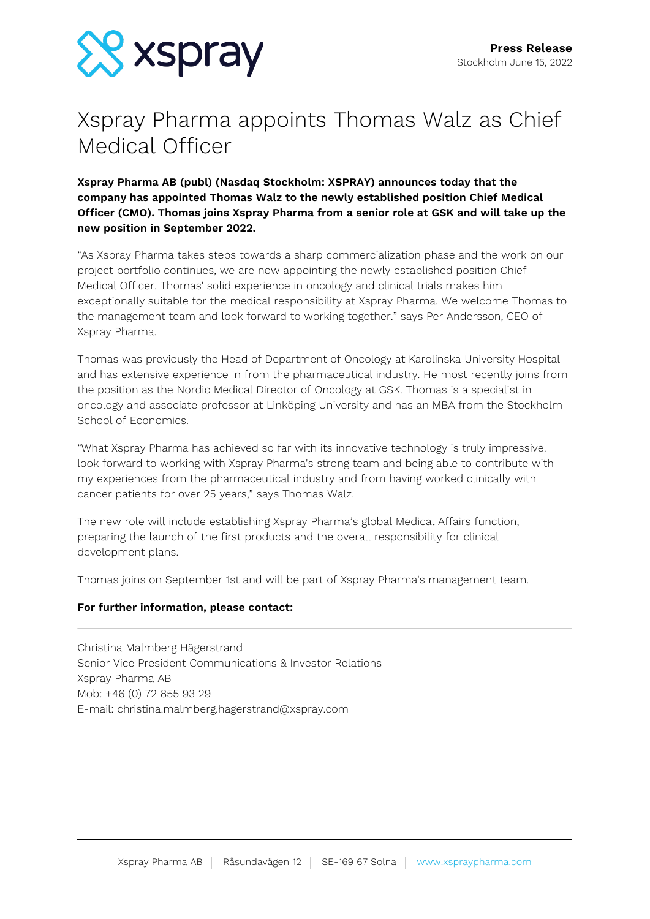**Press Release**
Stockholm June 15, 2022

# Xspray Pharma appoints Thomas Walz as Chief Medical Officer

**Xspray Pharma AB (publ) (Nasdaq Stockholm: XSPRAY) announces today that the company has appointed Thomas Walz to the newly established position Chief Medical Officer (CMO). Thomas joins Xspray Pharma from a senior role at GSK and will take up the new position in September 2022.**

"As Xspray Pharma takes steps towards a sharp commercialization phase and the work on our project portfolio continues, we are now appointing the newly established position Chief Medical Officer. Thomas' solid experience in oncology and clinical trials makes him exceptionally suitable for the medical responsibility at Xspray Pharma. We welcome Thomas to the management team and look forward to working together." says Per Andersson, CEO of Xspray Pharma.

Thomas was previously the Head of Department of Oncology at Karolinska University Hospital and has extensive experience in from the pharmaceutical industry. He most recently joins from the position as the Nordic Medical Director of Oncology at GSK. Thomas is a specialist in oncology and associate professor at Linköping University and has an MBA from the Stockholm School of Economics.

"What Xspray Pharma has achieved so far with its innovative technology is truly impressive. I look forward to working with Xspray Pharma's strong team and being able to contribute with my experiences from the pharmaceutical industry and from having worked clinically with cancer patients for over 25 years," says Thomas Walz.

The new role will include establishing Xspray Pharma's global Medical Affairs function, preparing the launch of the first products and the overall responsibility for clinical development plans.

Thomas joins on September 1st and will be part of Xspray Pharma's management team.

**For further information, please contact:**

---

Christina Malmberg Hägerstrand
Senior Vice President Communications & Investor Relations
Xspray Pharma AB
Mob: +46 (0) 72 855 93 29
E-mail: christina.malmberg.hagerstrand@xspray.com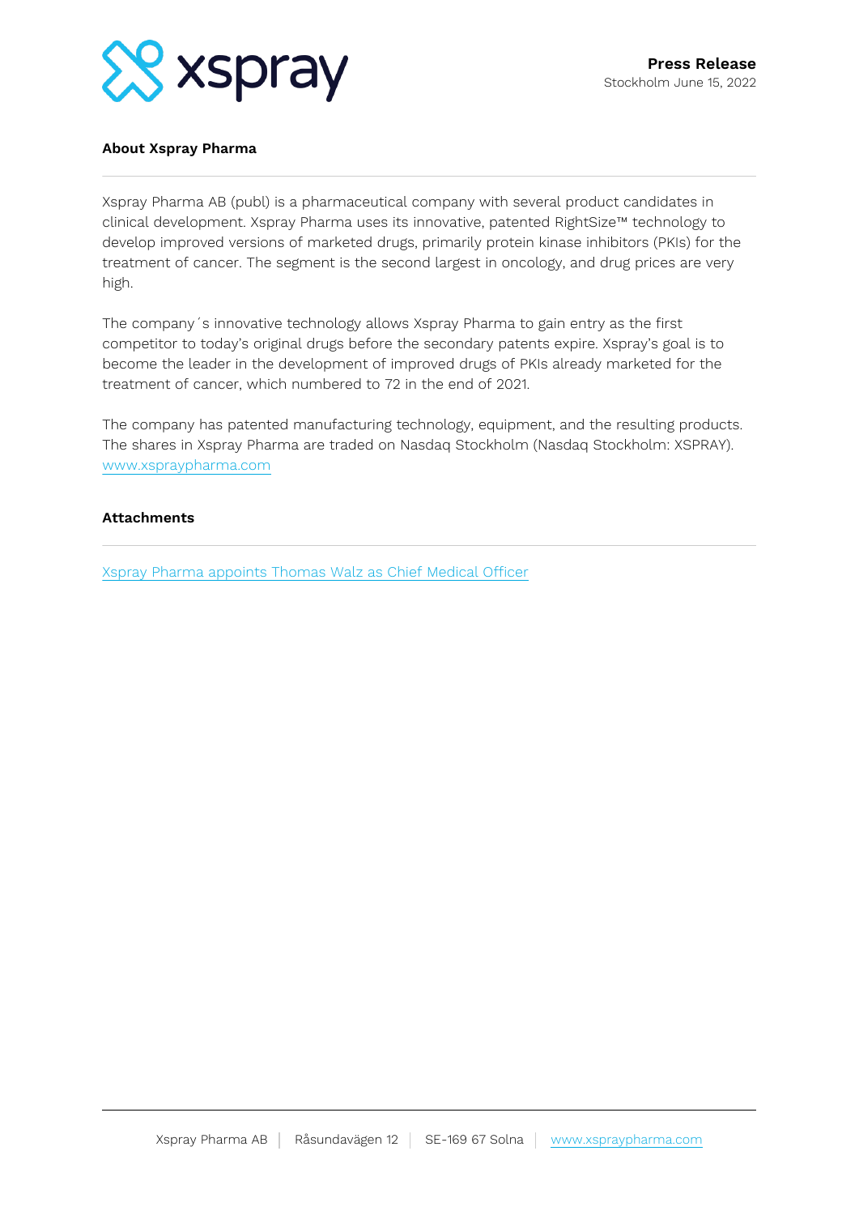### About Xspray Pharma

Xspray Pharma AB (publ) is a pharmaceutical company with several product candidates in clinical development. Xspray Pharma uses its innovative, patented RightSize™ technology to develop improved versions of marketed drugs, primarily protein kinase inhibitors (PKIs) for the treatment of cancer. The segment is the second largest in oncology, and drug prices are very high.

The company´s innovative technology allows Xspray Pharma to gain entry as the first competitor to today's original drugs before the secondary patents expire. Xspray's goal is to become the leader in the development of improved drugs of PKIs already marketed for the treatment of cancer, which numbered to 72 in the end of 2021.

The company has patented manufacturing technology, equipment, and the resulting products. The shares in Xspray Pharma are traded on Nasdaq Stockholm (Nasdaq Stockholm: XSPRAY). www.xspraypharma.com

### Attachments

Xspray Pharma appoints Thomas Walz as Chief Medical Officer